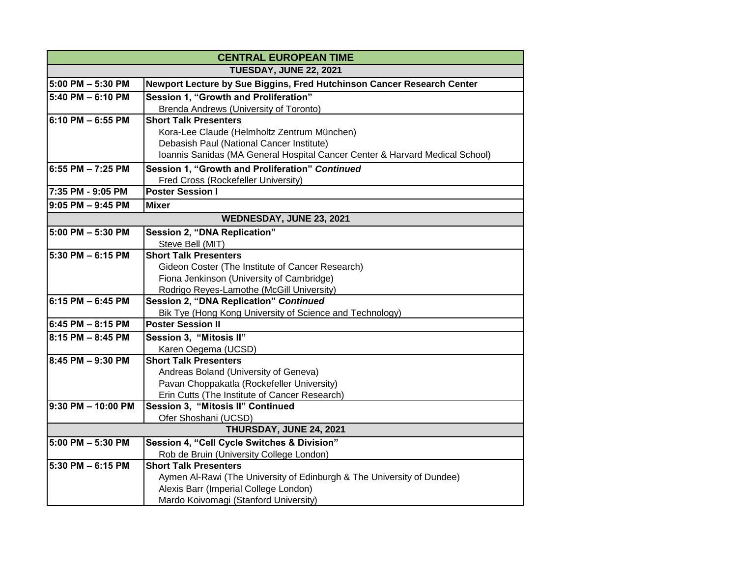| CENTRAL EUROPEAN TIME | |
|---|---|
| **TUESDAY, JUNE 22, 2021** | |
| **5:00 PM – 5:30 PM** | **Newport Lecture by Sue Biggins, Fred Hutchinson Cancer Research Center** |
| **5:40 PM – 6:10 PM** | **Session 1, "Growth and Proliferation"**<br>Brenda Andrews (University of Toronto) |
| **6:10 PM – 6:55 PM** | **Short Talk Presenters**<br>Kora-Lee Claude (Helmholtz Zentrum München)<br>Debasish Paul (National Cancer Institute)<br>Ioannis Sanidas (MA General Hospital Cancer Center & Harvard Medical School) |
| **6:55 PM – 7:25 PM** | **Session 1, "Growth and Proliferation" *Continued***<br>Fred Cross (Rockefeller University) |
| **7:35 PM - 9:05 PM** | **Poster Session I** |
| **9:05 PM – 9:45 PM** | **Mixer** |
| **WEDNESDAY, JUNE 23, 2021** | |
| **5:00 PM – 5:30 PM** | **Session 2, "DNA Replication"**<br>Steve Bell (MIT) |
| **5:30 PM – 6:15 PM** | **Short Talk Presenters**<br>Gideon Coster (The Institute of Cancer Research)<br>Fiona Jenkinson (University of Cambridge)<br>Rodrigo Reyes-Lamothe (McGill University) |
| **6:15 PM – 6:45 PM** | **Session 2, "DNA Replication" *Continued***<br>Bik Tye (Hong Kong University of Science and Technology) |
| **6:45 PM – 8:15 PM** | **Poster Session II** |
| **8:15 PM – 8:45 PM** | **Session 3, "Mitosis II"**<br>Karen Oegema (UCSD) |
| **8:45 PM – 9:30 PM** | **Short Talk Presenters**<br>Andreas Boland (University of Geneva)<br>Pavan Choppakatla (Rockefeller University)<br>Erin Cutts (The Institute of Cancer Research) |
| **9:30 PM – 10:00 PM** | **Session 3, "Mitosis II" Continued**<br>Ofer Shoshani (UCSD) |
| **THURSDAY, JUNE 24, 2021** | |
| **5:00 PM – 5:30 PM** | **Session 4, "Cell Cycle Switches & Division"**<br>Rob de Bruin (University College London) |
| **5:30 PM – 6:15 PM** | **Short Talk Presenters**<br>Aymen Al-Rawi (The University of Edinburgh & The University of Dundee)<br>Alexis Barr (Imperial College London)<br>Mardo Koivomagi (Stanford University) |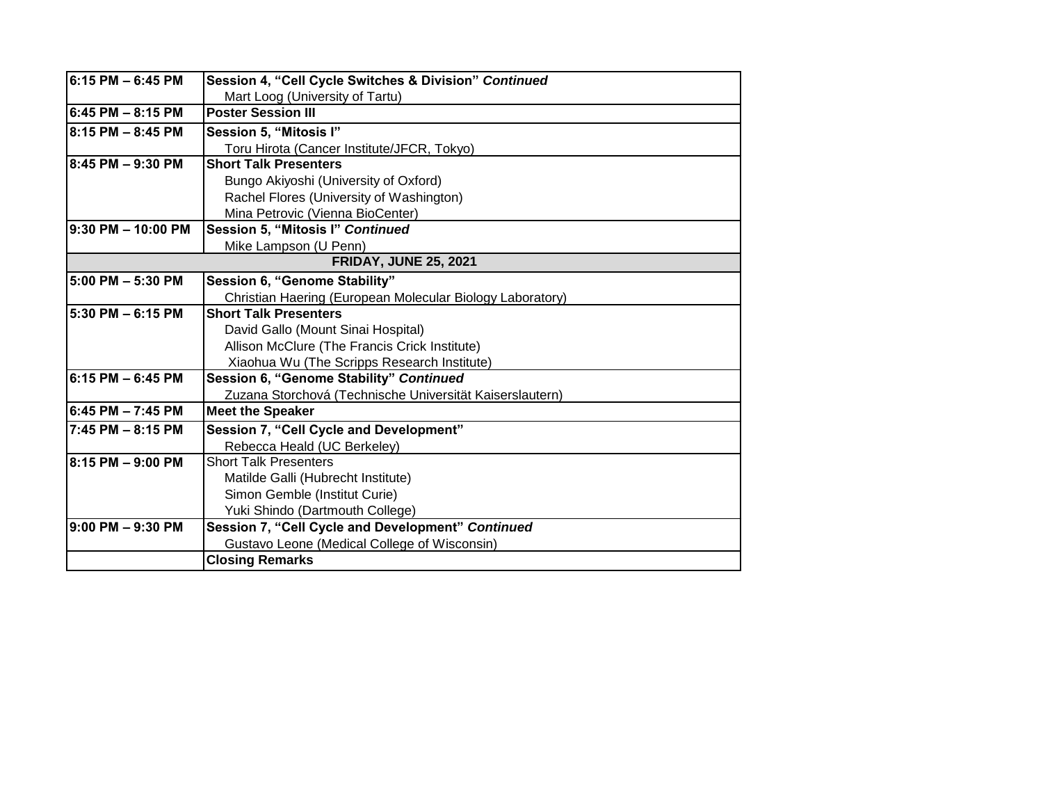| | |
|---|---|
| **6:15 PM – 6:45 PM** | **Session 4, "Cell Cycle Switches & Division"** ***Continued***<br>Mart Loog (University of Tartu) |
| **6:45 PM – 8:15 PM** | **Poster Session III** |
| **8:15 PM – 8:45 PM** | **Session 5, "Mitosis I"**<br>Toru Hirota (Cancer Institute/JFCR, Tokyo) |
| **8:45 PM – 9:30 PM** | **Short Talk Presenters**<br>Bungo Akiyoshi (University of Oxford)<br>Rachel Flores (University of Washington)<br>Mina Petrovic (Vienna BioCenter) |
| **9:30 PM – 10:00 PM** | **Session 5, "Mitosis I"** ***Continued***<br>Mike Lampson (U Penn) |
| **FRIDAY, JUNE 25, 2021** | |
| **5:00 PM – 5:30 PM** | **Session 6, "Genome Stability"**<br>Christian Haering (European Molecular Biology Laboratory) |
| **5:30 PM – 6:15 PM** | **Short Talk Presenters**<br>David Gallo (Mount Sinai Hospital)<br>Allison McClure (The Francis Crick Institute)<br>Xiaohua Wu (The Scripps Research Institute) |
| **6:15 PM – 6:45 PM** | **Session 6, "Genome Stability"** ***Continued***<br>Zuzana Storchová (Technische Universität Kaiserslautern) |
| **6:45 PM – 7:45 PM** | **Meet the Speaker** |
| **7:45 PM – 8:15 PM** | **Session 7, "Cell Cycle and Development"**<br>Rebecca Heald (UC Berkeley) |
| **8:15 PM – 9:00 PM** | Short Talk Presenters<br>Matilde Galli (Hubrecht Institute)<br>Simon Gemble (Institut Curie)<br>Yuki Shindo (Dartmouth College) |
| **9:00 PM – 9:30 PM** | **Session 7, "Cell Cycle and Development"** ***Continued***<br>Gustavo Leone (Medical College of Wisconsin) |
| | **Closing Remarks** |